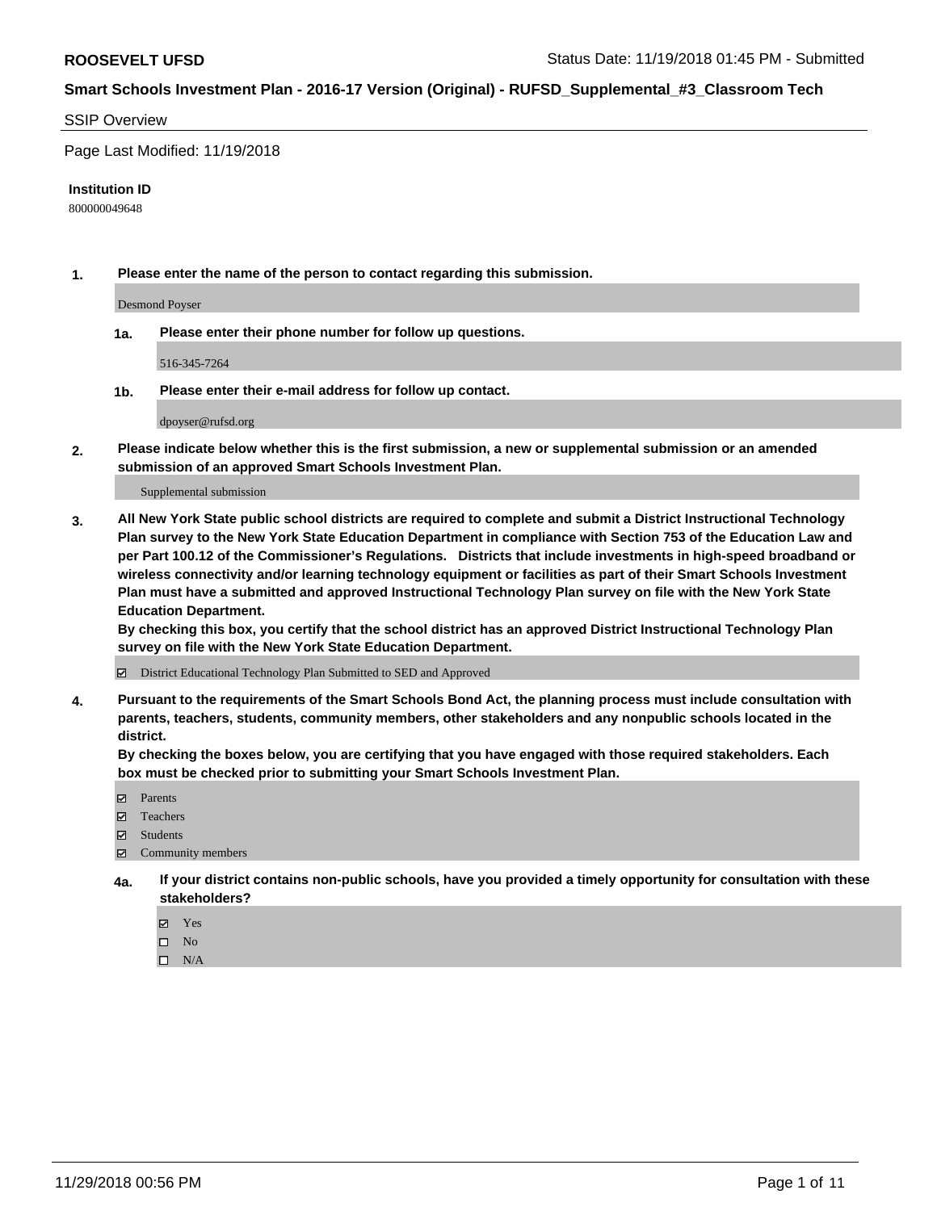**ROOSEVELT UFSD** Status Date: 11/19/2018 01:45 PM - Submitted

**Smart Schools Investment Plan - 2016-17 Version (Original) - RUFSD_Supplemental_#3_Classroom Tech**

SSIP Overview

Page Last Modified: 11/19/2018

**Institution ID**

800000049648

1. **Please enter the name of the person to contact regarding this submission.**

   Desmond Poyser

   1a. **Please enter their phone number for follow up questions.**

   516-345-7264

   1b. **Please enter their e-mail address for follow up contact.**

   dpoyser@rufsd.org

2. **Please indicate below whether this is the first submission, a new or supplemental submission or an amended submission of an approved Smart Schools Investment Plan.**

   Supplemental submission

3. **All New York State public school districts are required to complete and submit a District Instructional Technology Plan survey to the New York State Education Department in compliance with Section 753 of the Education Law and per Part 100.12 of the Commissioner's Regulations. Districts that include investments in high-speed broadband or wireless connectivity and/or learning technology equipment or facilities as part of their Smart Schools Investment Plan must have a submitted and approved Instructional Technology Plan survey on file with the New York State Education Department.**
   **By checking this box, you certify that the school district has an approved District Instructional Technology Plan survey on file with the New York State Education Department.**

   ☑ District Educational Technology Plan Submitted to SED and Approved

4. **Pursuant to the requirements of the Smart Schools Bond Act, the planning process must include consultation with parents, teachers, students, community members, other stakeholders and any nonpublic schools located in the district.**
   **By checking the boxes below, you are certifying that you have engaged with those required stakeholders. Each box must be checked prior to submitting your Smart Schools Investment Plan.**

   ☑ Parents
   ☑ Teachers
   ☑ Students
   ☑ Community members

   4a. **If your district contains non-public schools, have you provided a timely opportunity for consultation with these stakeholders?**

   ☑ Yes
   ☐ No
   ☐ N/A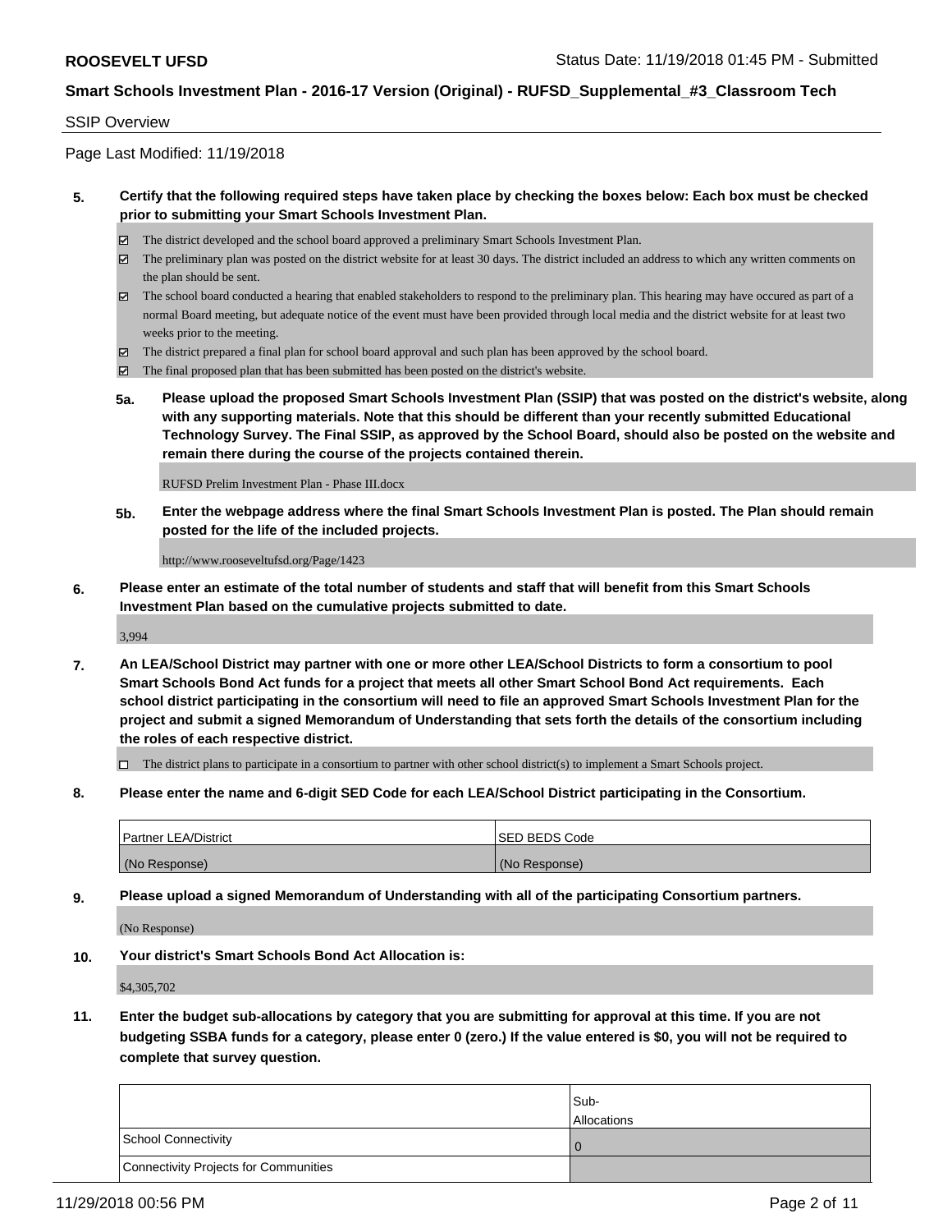## SSIP Overview

Page Last Modified: 11/19/2018

**5. Certify that the following required steps have taken place by checking the boxes below: Each box must be checked prior to submitting your Smart Schools Investment Plan.**

- ☑ The district developed and the school board approved a preliminary Smart Schools Investment Plan.
- ☑ The preliminary plan was posted on the district website for at least 30 days. The district included an address to which any written comments on the plan should be sent.
- ☑ The school board conducted a hearing that enabled stakeholders to respond to the preliminary plan. This hearing may have occured as part of a normal Board meeting, but adequate notice of the event must have been provided through local media and the district website for at least two weeks prior to the meeting.
- ☑ The district prepared a final plan for school board approval and such plan has been approved by the school board.
- ☑ The final proposed plan that has been submitted has been posted on the district's website.

**5a. Please upload the proposed Smart Schools Investment Plan (SSIP) that was posted on the district's website, along with any supporting materials. Note that this should be different than your recently submitted Educational Technology Survey. The Final SSIP, as approved by the School Board, should also be posted on the website and remain there during the course of the projects contained therein.**

RUFSD Prelim Investment Plan - Phase III.docx

**5b. Enter the webpage address where the final Smart Schools Investment Plan is posted. The Plan should remain posted for the life of the included projects.**

http://www.rooseveltufsd.org/Page/1423

**6. Please enter an estimate of the total number of students and staff that will benefit from this Smart Schools Investment Plan based on the cumulative projects submitted to date.**

3,994

**7. An LEA/School District may partner with one or more other LEA/School Districts to form a consortium to pool Smart Schools Bond Act funds for a project that meets all other Smart School Bond Act requirements. Each school district participating in the consortium will need to file an approved Smart Schools Investment Plan for the project and submit a signed Memorandum of Understanding that sets forth the details of the consortium including the roles of each respective district.**

- ☐ The district plans to participate in a consortium to partner with other school district(s) to implement a Smart Schools project.

**8. Please enter the name and 6-digit SED Code for each LEA/School District participating in the Consortium.**

| Partner LEA/District | SED BEDS Code |
|---|---|
| (No Response) | (No Response) |

**9. Please upload a signed Memorandum of Understanding with all of the participating Consortium partners.**

(No Response)

**10. Your district's Smart Schools Bond Act Allocation is:**

$4,305,702

**11. Enter the budget sub-allocations by category that you are submitting for approval at this time. If you are not budgeting SSBA funds for a category, please enter 0 (zero.) If the value entered is $0, you will not be required to complete that survey question.**

| | Sub-Allocations |
|---|---|
| School Connectivity | 0 |
| Connectivity Projects for Communities | |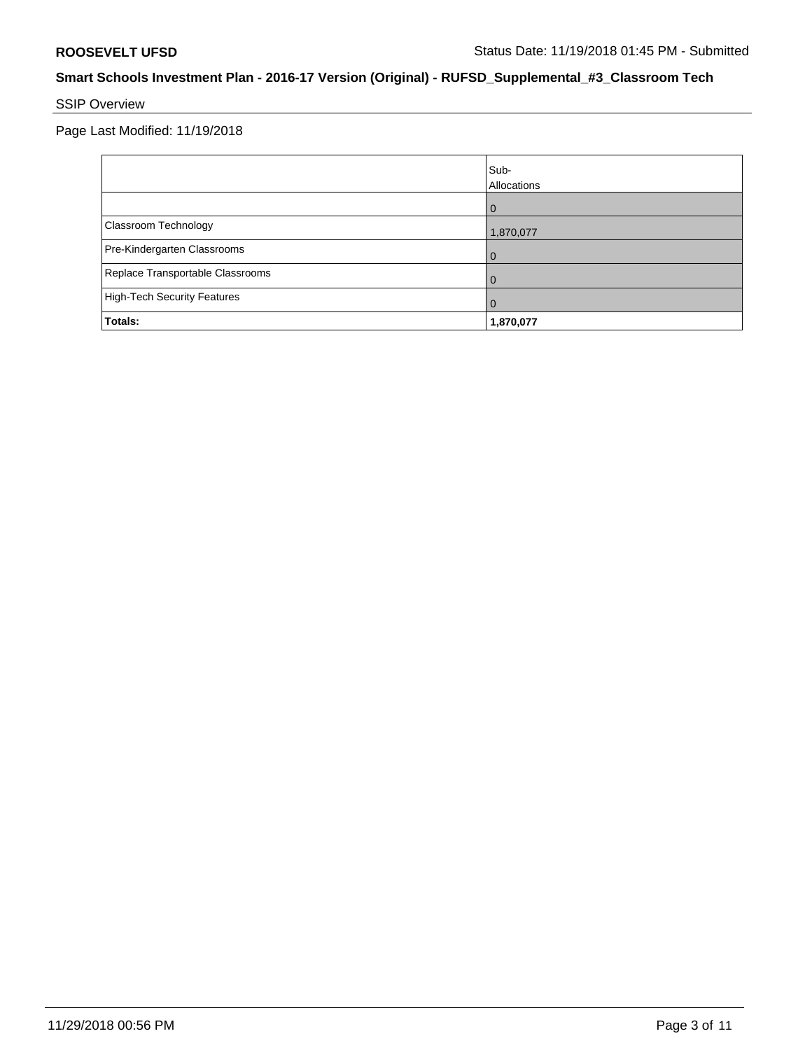**ROOSEVELT UFSD** Status Date: 11/19/2018 01:45 PM - Submitted

**Smart Schools Investment Plan - 2016-17 Version (Original) - RUFSD_Supplemental_#3_Classroom Tech**

SSIP Overview

Page Last Modified: 11/19/2018

| | Sub-Allocations |
|---|---|
| | 0 |
| Classroom Technology | 1,870,077 |
| Pre-Kindergarten Classrooms | 0 |
| Replace Transportable Classrooms | 0 |
| High-Tech Security Features | 0 |
| **Totals:** | **1,870,077** |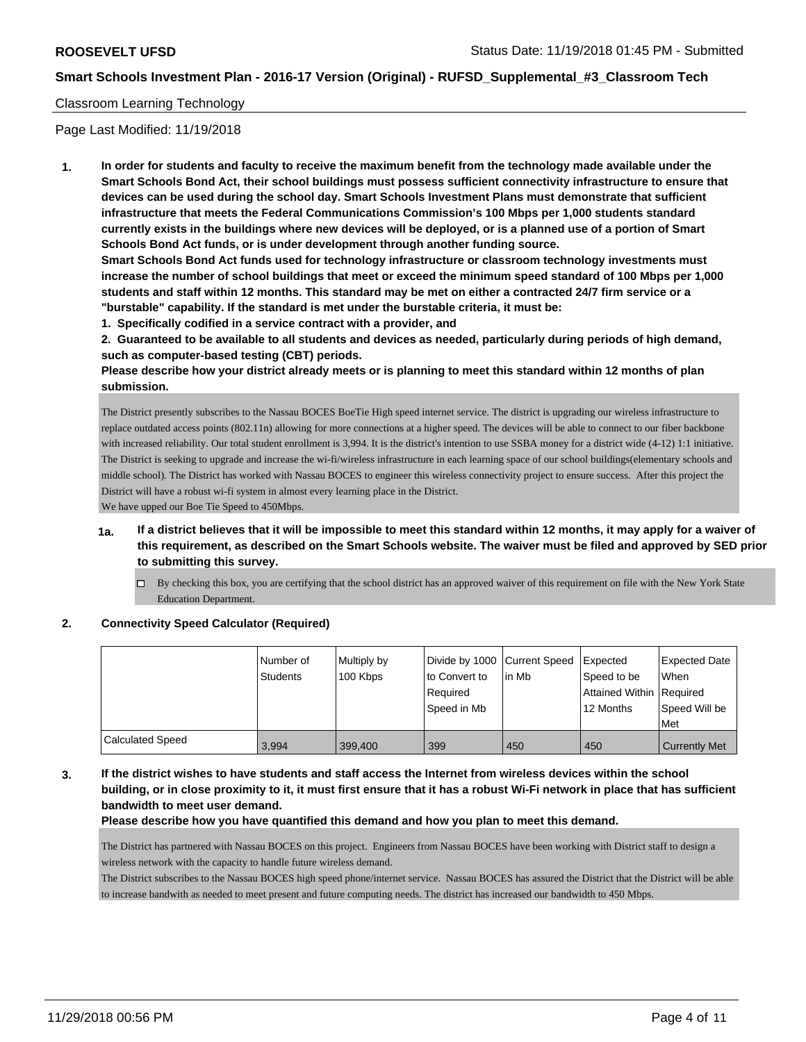Classroom Learning Technology

Page Last Modified: 11/19/2018

1. **In order for students and faculty to receive the maximum benefit from the technology made available under the Smart Schools Bond Act, their school buildings must possess sufficient connectivity infrastructure to ensure that devices can be used during the school day. Smart Schools Investment Plans must demonstrate that sufficient infrastructure that meets the Federal Communications Commission's 100 Mbps per 1,000 students standard currently exists in the buildings where new devices will be deployed, or is a planned use of a portion of Smart Schools Bond Act funds, or is under development through another funding source.**

   **Smart Schools Bond Act funds used for technology infrastructure or classroom technology investments must increase the number of school buildings that meet or exceed the minimum speed standard of 100 Mbps per 1,000 students and staff within 12 months. This standard may be met on either a contracted 24/7 firm service or a "burstable" capability. If the standard is met under the burstable criteria, it must be:**

   **1. Specifically codified in a service contract with a provider, and**

   **2. Guaranteed to be available to all students and devices as needed, particularly during periods of high demand, such as computer-based testing (CBT) periods.**

   **Please describe how your district already meets or is planning to meet this standard within 12 months of plan submission.**

   The District presently subscribes to the Nassau BOCES BoeTie High speed internet service. The district is upgrading our wireless infrastructure to replace outdated access points (802.11n) allowing for more connections at a higher speed. The devices will be able to connect to our fiber backbone with increased reliability. Our total student enrollment is 3,994. It is the district's intention to use SSBA money for a district wide (4-12) 1:1 initiative. The District is seeking to upgrade and increase the wi-fi/wireless infrastructure in each learning space of our school buildings(elementary schools and middle school). The District has worked with Nassau BOCES to engineer this wireless connectivity project to ensure success. After this project the District will have a robust wi-fi system in almost every learning place in the District.
   We have upped our Boe Tie Speed to 450Mbps.

1a. **If a district believes that it will be impossible to meet this standard within 12 months, it may apply for a waiver of this requirement, as described on the Smart Schools website. The waiver must be filed and approved by SED prior to submitting this survey.**

   ☐ By checking this box, you are certifying that the school district has an approved waiver of this requirement on file with the New York State Education Department.

2. **Connectivity Speed Calculator (Required)**

| | Number of Students | Multiply by 100 Kbps | Divide by 1000 to Convert to Required Speed in Mb | Current Speed in Mb | Expected Speed to be Attained Within 12 Months | Expected Date When Required Speed Will be Met |
|---|---|---|---|---|---|---|
| Calculated Speed | 3,994 | 399,400 | 399 | 450 | 450 | Currently Met |

3. **If the district wishes to have students and staff access the Internet from wireless devices within the school building, or in close proximity to it, it must first ensure that it has a robust Wi-Fi network in place that has sufficient bandwidth to meet user demand.**

   **Please describe how you have quantified this demand and how you plan to meet this demand.**

   The District has partnered with Nassau BOCES on this project. Engineers from Nassau BOCES have been working with District staff to design a wireless network with the capacity to handle future wireless demand.
   The District subscribes to the Nassau BOCES high speed phone/internet service. Nassau BOCES has assured the District that the District will be able to increase bandwith as needed to meet present and future computing needs. The district has increased our bandwidth to 450 Mbps.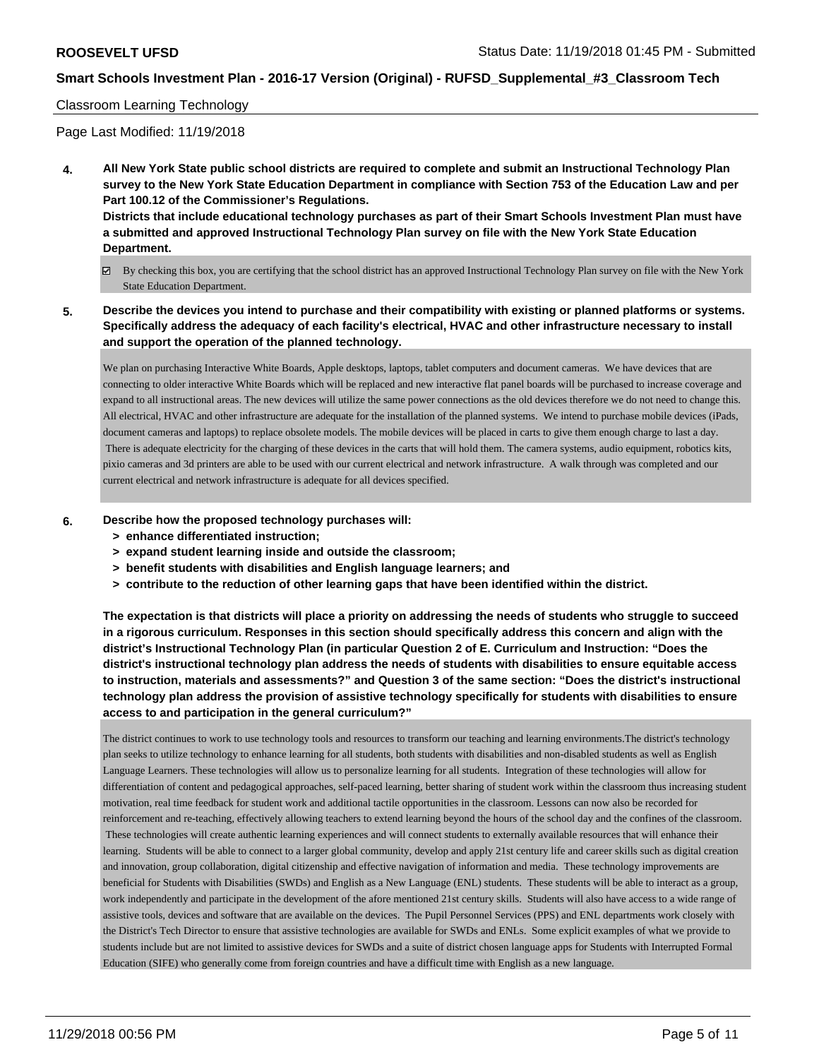Classroom Learning Technology

Page Last Modified: 11/19/2018

**4. All New York State public school districts are required to complete and submit an Instructional Technology Plan survey to the New York State Education Department in compliance with Section 753 of the Education Law and per Part 100.12 of the Commissioner's Regulations.**
**Districts that include educational technology purchases as part of their Smart Schools Investment Plan must have a submitted and approved Instructional Technology Plan survey on file with the New York State Education Department.**

☑ By checking this box, you are certifying that the school district has an approved Instructional Technology Plan survey on file with the New York State Education Department.

**5. Describe the devices you intend to purchase and their compatibility with existing or planned platforms or systems. Specifically address the adequacy of each facility's electrical, HVAC and other infrastructure necessary to install and support the operation of the planned technology.**

We plan on purchasing Interactive White Boards, Apple desktops, laptops, tablet computers and document cameras. We have devices that are connecting to older interactive White Boards which will be replaced and new interactive flat panel boards will be purchased to increase coverage and expand to all instructional areas. The new devices will utilize the same power connections as the old devices therefore we do not need to change this. All electrical, HVAC and other infrastructure are adequate for the installation of the planned systems. We intend to purchase mobile devices (iPads, document cameras and laptops) to replace obsolete models. The mobile devices will be placed in carts to give them enough charge to last a day. There is adequate electricity for the charging of these devices in the carts that will hold them. The camera systems, audio equipment, robotics kits, pixio cameras and 3d printers are able to be used with our current electrical and network infrastructure. A walk through was completed and our current electrical and network infrastructure is adequate for all devices specified.

**6. Describe how the proposed technology purchases will:**
- **> enhance differentiated instruction;**
- **> expand student learning inside and outside the classroom;**
- **> benefit students with disabilities and English language learners; and**
- **> contribute to the reduction of other learning gaps that have been identified within the district.**

**The expectation is that districts will place a priority on addressing the needs of students who struggle to succeed in a rigorous curriculum. Responses in this section should specifically address this concern and align with the district's Instructional Technology Plan (in particular Question 2 of E. Curriculum and Instruction: "Does the district's instructional technology plan address the needs of students with disabilities to ensure equitable access to instruction, materials and assessments?" and Question 3 of the same section: "Does the district's instructional technology plan address the provision of assistive technology specifically for students with disabilities to ensure access to and participation in the general curriculum?"**

The district continues to work to use technology tools and resources to transform our teaching and learning environments.The district's technology plan seeks to utilize technology to enhance learning for all students, both students with disabilities and non-disabled students as well as English Language Learners. These technologies will allow us to personalize learning for all students. Integration of these technologies will allow for differentiation of content and pedagogical approaches, self-paced learning, better sharing of student work within the classroom thus increasing student motivation, real time feedback for student work and additional tactile opportunities in the classroom. Lessons can now also be recorded for reinforcement and re-teaching, effectively allowing teachers to extend learning beyond the hours of the school day and the confines of the classroom. These technologies will create authentic learning experiences and will connect students to externally available resources that will enhance their learning. Students will be able to connect to a larger global community, develop and apply 21st century life and career skills such as digital creation and innovation, group collaboration, digital citizenship and effective navigation of information and media. These technology improvements are beneficial for Students with Disabilities (SWDs) and English as a New Language (ENL) students. These students will be able to interact as a group, work independently and participate in the development of the afore mentioned 21st century skills. Students will also have access to a wide range of assistive tools, devices and software that are available on the devices. The Pupil Personnel Services (PPS) and ENL departments work closely with the District's Tech Director to ensure that assistive technologies are available for SWDs and ENLs. Some explicit examples of what we provide to students include but are not limited to assistive devices for SWDs and a suite of district chosen language apps for Students with Interrupted Formal Education (SIFE) who generally come from foreign countries and have a difficult time with English as a new language.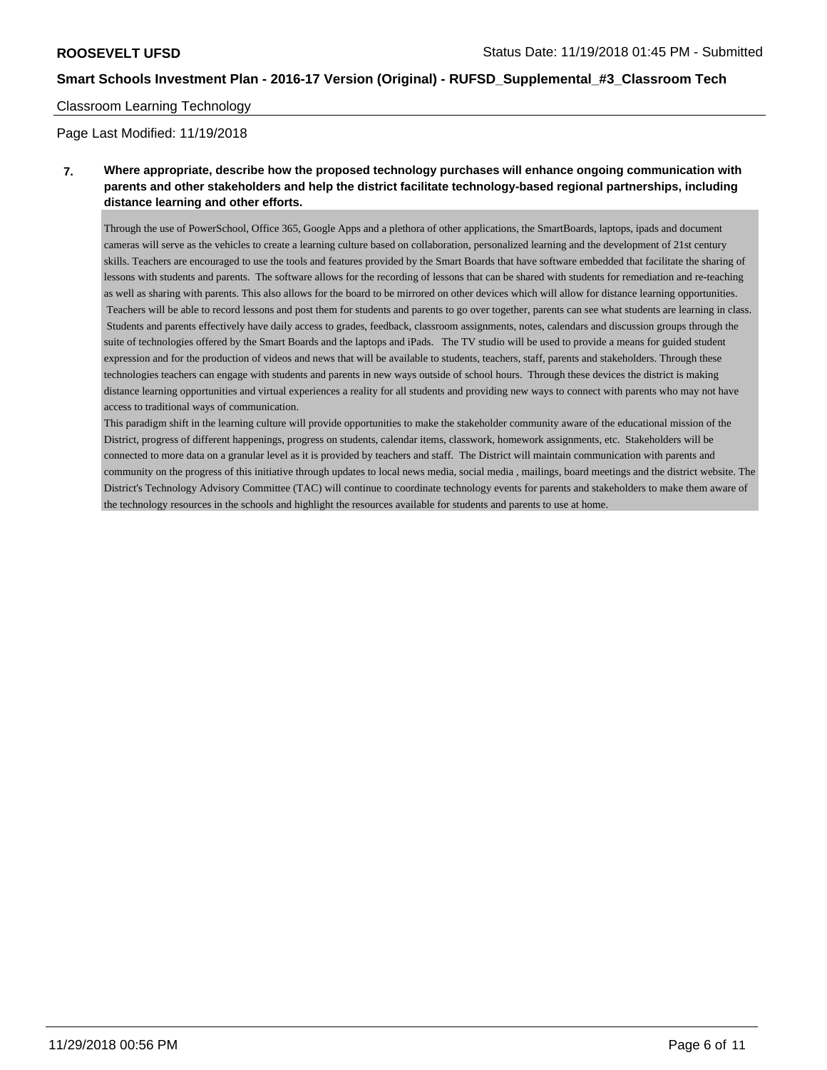Classroom Learning Technology

Page Last Modified: 11/19/2018

**7. Where appropriate, describe how the proposed technology purchases will enhance ongoing communication with parents and other stakeholders and help the district facilitate technology-based regional partnerships, including distance learning and other efforts.**

Through the use of PowerSchool, Office 365, Google Apps and a plethora of other applications, the SmartBoards, laptops, ipads and document cameras will serve as the vehicles to create a learning culture based on collaboration, personalized learning and the development of 21st century skills. Teachers are encouraged to use the tools and features provided by the Smart Boards that have software embedded that facilitate the sharing of lessons with students and parents. The software allows for the recording of lessons that can be shared with students for remediation and re-teaching as well as sharing with parents. This also allows for the board to be mirrored on other devices which will allow for distance learning opportunities. Teachers will be able to record lessons and post them for students and parents to go over together, parents can see what students are learning in class. Students and parents effectively have daily access to grades, feedback, classroom assignments, notes, calendars and discussion groups through the suite of technologies offered by the Smart Boards and the laptops and iPads. The TV studio will be used to provide a means for guided student expression and for the production of videos and news that will be available to students, teachers, staff, parents and stakeholders. Through these technologies teachers can engage with students and parents in new ways outside of school hours. Through these devices the district is making distance learning opportunities and virtual experiences a reality for all students and providing new ways to connect with parents who may not have access to traditional ways of communication.

This paradigm shift in the learning culture will provide opportunities to make the stakeholder community aware of the educational mission of the District, progress of different happenings, progress on students, calendar items, classwork, homework assignments, etc. Stakeholders will be connected to more data on a granular level as it is provided by teachers and staff. The District will maintain communication with parents and community on the progress of this initiative through updates to local news media, social media , mailings, board meetings and the district website. The District's Technology Advisory Committee (TAC) will continue to coordinate technology events for parents and stakeholders to make them aware of the technology resources in the schools and highlight the resources available for students and parents to use at home.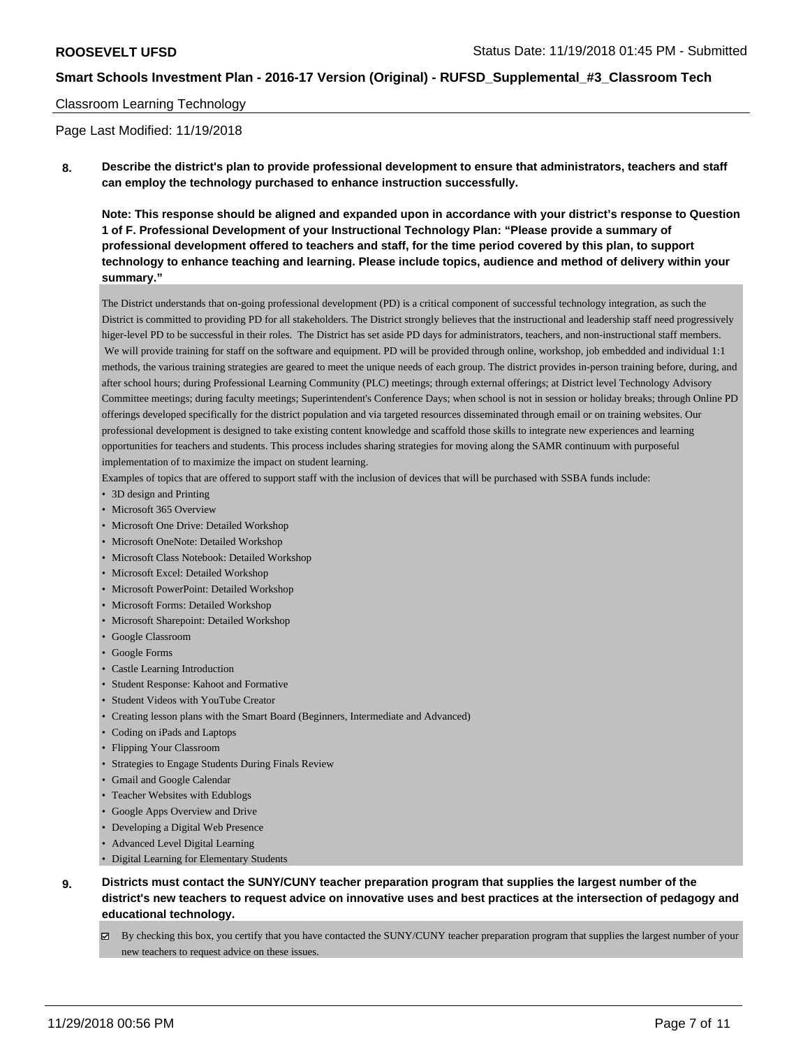Classroom Learning Technology

Page Last Modified: 11/19/2018

**8. Describe the district's plan to provide professional development to ensure that administrators, teachers and staff can employ the technology purchased to enhance instruction successfully.**

**Note: This response should be aligned and expanded upon in accordance with your district's response to Question 1 of F. Professional Development of your Instructional Technology Plan: "Please provide a summary of professional development offered to teachers and staff, for the time period covered by this plan, to support technology to enhance teaching and learning. Please include topics, audience and method of delivery within your summary."**

The District understands that on-going professional development (PD) is a critical component of successful technology integration, as such the District is committed to providing PD for all stakeholders. The District strongly believes that the instructional and leadership staff need progressively higer-level PD to be successful in their roles. The District has set aside PD days for administrators, teachers, and non-instructional staff members. We will provide training for staff on the software and equipment. PD will be provided through online, workshop, job embedded and individual 1:1 methods, the various training strategies are geared to meet the unique needs of each group. The district provides in-person training before, during, and after school hours; during Professional Learning Community (PLC) meetings; through external offerings; at District level Technology Advisory Committee meetings; during faculty meetings; Superintendent's Conference Days; when school is not in session or holiday breaks; through Online PD offerings developed specifically for the district population and via targeted resources disseminated through email or on training websites. Our professional development is designed to take existing content knowledge and scaffold those skills to integrate new experiences and learning opportunities for teachers and students. This process includes sharing strategies for moving along the SAMR continuum with purposeful implementation of to maximize the impact on student learning.

Examples of topics that are offered to support staff with the inclusion of devices that will be purchased with SSBA funds include:

- 3D design and Printing
- Microsoft 365 Overview
- Microsoft One Drive: Detailed Workshop
- Microsoft OneNote: Detailed Workshop
- Microsoft Class Notebook: Detailed Workshop
- Microsoft Excel: Detailed Workshop
- Microsoft PowerPoint: Detailed Workshop
- Microsoft Forms: Detailed Workshop
- Microsoft Sharepoint: Detailed Workshop
- Google Classroom
- Google Forms
- Castle Learning Introduction
- Student Response: Kahoot and Formative
- Student Videos with YouTube Creator
- Creating lesson plans with the Smart Board (Beginners, Intermediate and Advanced)
- Coding on iPads and Laptops
- Flipping Your Classroom
- Strategies to Engage Students During Finals Review
- Gmail and Google Calendar
- Teacher Websites with Edublogs
- Google Apps Overview and Drive
- Developing a Digital Web Presence
- Advanced Level Digital Learning
- Digital Learning for Elementary Students

**9. Districts must contact the SUNY/CUNY teacher preparation program that supplies the largest number of the district's new teachers to request advice on innovative uses and best practices at the intersection of pedagogy and educational technology.**

☑ By checking this box, you certify that you have contacted the SUNY/CUNY teacher preparation program that supplies the largest number of your new teachers to request advice on these issues.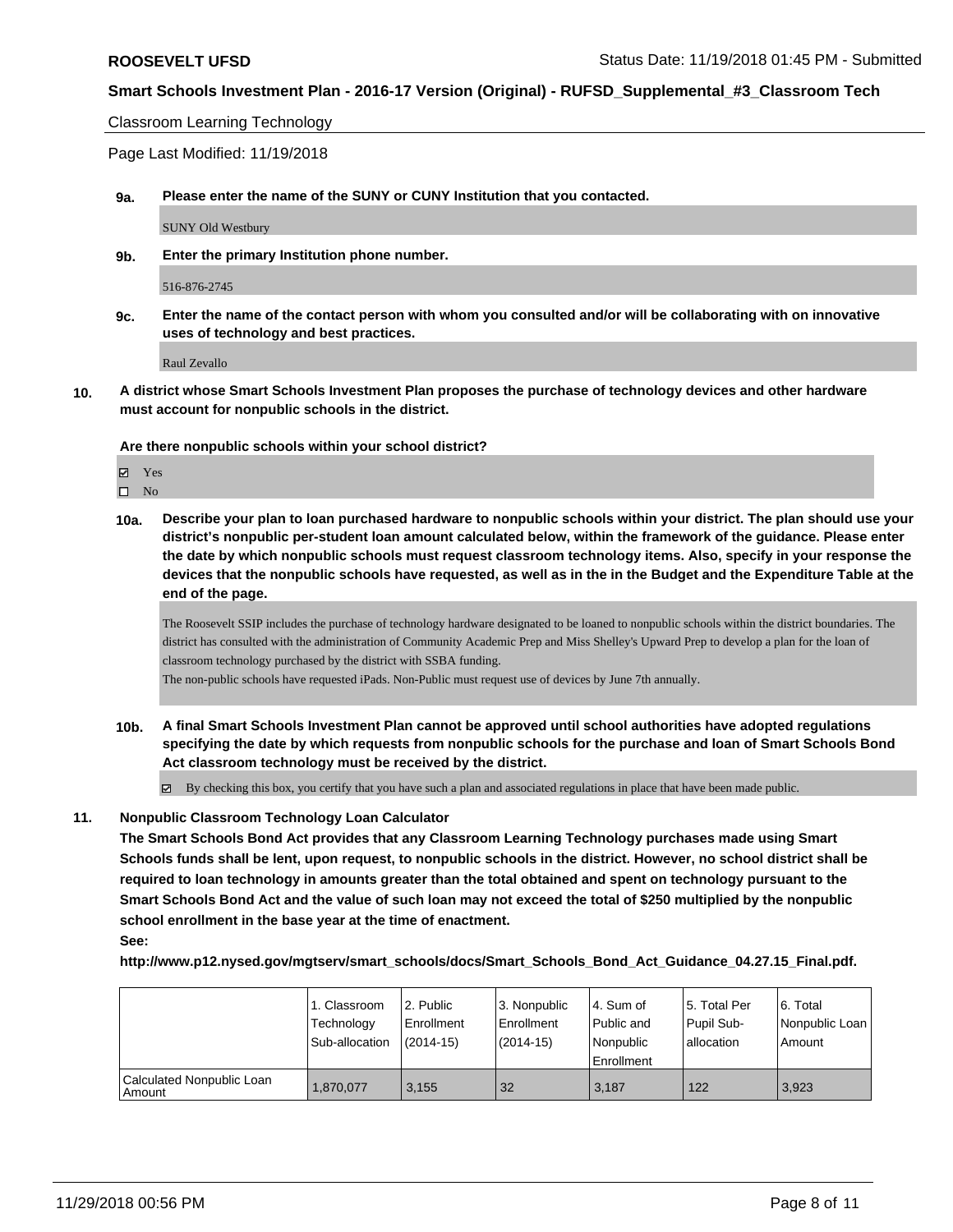Classroom Learning Technology

Page Last Modified: 11/19/2018

**9a. Please enter the name of the SUNY or CUNY Institution that you contacted.**

SUNY Old Westbury

**9b. Enter the primary Institution phone number.**

516-876-2745

**9c. Enter the name of the contact person with whom you consulted and/or will be collaborating with on innovative uses of technology and best practices.**

Raul Zevallo

**10. A district whose Smart Schools Investment Plan proposes the purchase of technology devices and other hardware must account for nonpublic schools in the district.**

**Are there nonpublic schools within your school district?**

- ☑ Yes
- ☐ No

**10a. Describe your plan to loan purchased hardware to nonpublic schools within your district. The plan should use your district's nonpublic per-student loan amount calculated below, within the framework of the guidance. Please enter the date by which nonpublic schools must request classroom technology items. Also, specify in your response the devices that the nonpublic schools have requested, as well as in the in the Budget and the Expenditure Table at the end of the page.**

The Roosevelt SSIP includes the purchase of technology hardware designated to be loaned to nonpublic schools within the district boundaries. The district has consulted with the administration of Community Academic Prep and Miss Shelley's Upward Prep to develop a plan for the loan of classroom technology purchased by the district with SSBA funding.
The non-public schools have requested iPads. Non-Public must request use of devices by June 7th annually.

**10b. A final Smart Schools Investment Plan cannot be approved until school authorities have adopted regulations specifying the date by which requests from nonpublic schools for the purchase and loan of Smart Schools Bond Act classroom technology must be received by the district.**

- ☑ By checking this box, you certify that you have such a plan and associated regulations in place that have been made public.

**11. Nonpublic Classroom Technology Loan Calculator**

**The Smart Schools Bond Act provides that any Classroom Learning Technology purchases made using Smart Schools funds shall be lent, upon request, to nonpublic schools in the district. However, no school district shall be required to loan technology in amounts greater than the total obtained and spent on technology pursuant to the Smart Schools Bond Act and the value of such loan may not exceed the total of $250 multiplied by the nonpublic school enrollment in the base year at the time of enactment.**

**See:**

**http://www.p12.nysed.gov/mgtserv/smart_schools/docs/Smart_Schools_Bond_Act_Guidance_04.27.15_Final.pdf.**

| | 1. Classroom Technology Sub-allocation | 2. Public Enrollment (2014-15) | 3. Nonpublic Enrollment (2014-15) | 4. Sum of Public and Nonpublic Enrollment | 5. Total Per Pupil Sub-allocation | 6. Total Nonpublic Loan Amount |
|---|---|---|---|---|---|---|
| Calculated Nonpublic Loan Amount | 1,870,077 | 3,155 | 32 | 3,187 | 122 | 3,923 |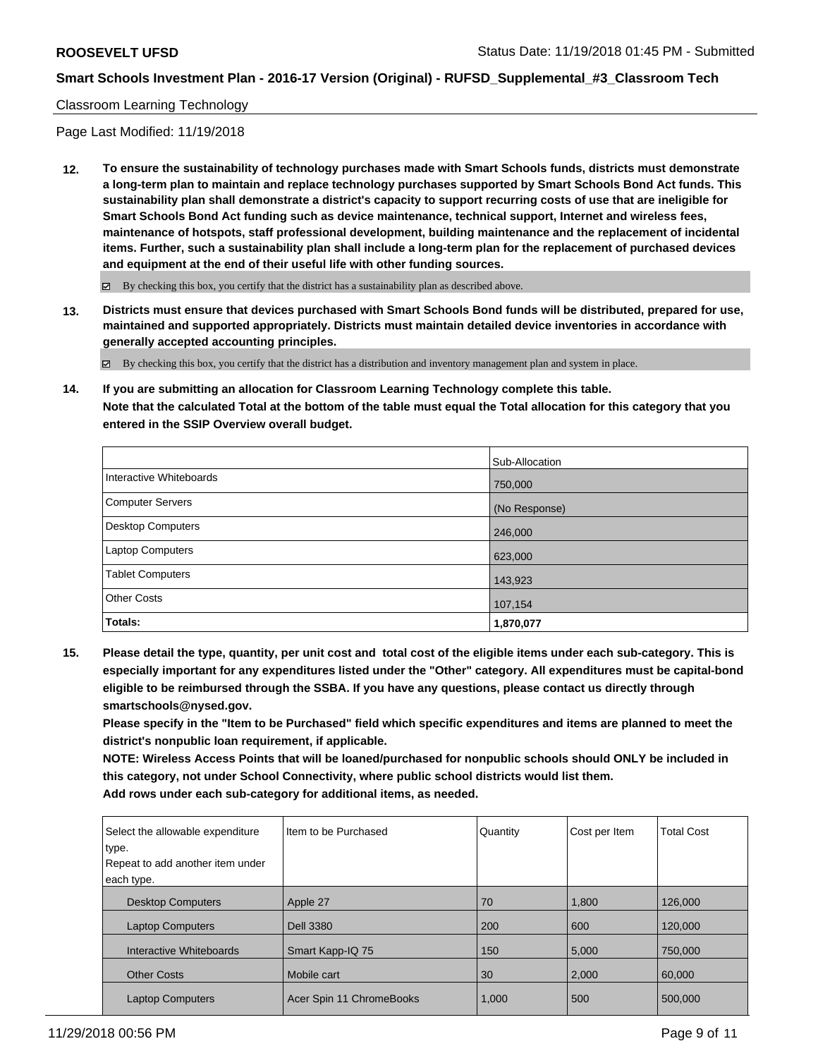Classroom Learning Technology

Page Last Modified: 11/19/2018

**12. To ensure the sustainability of technology purchases made with Smart Schools funds, districts must demonstrate a long-term plan to maintain and replace technology purchases supported by Smart Schools Bond Act funds. This sustainability plan shall demonstrate a district's capacity to support recurring costs of use that are ineligible for Smart Schools Bond Act funding such as device maintenance, technical support, Internet and wireless fees, maintenance of hotspots, staff professional development, building maintenance and the replacement of incidental items. Further, such a sustainability plan shall include a long-term plan for the replacement of purchased devices and equipment at the end of their useful life with other funding sources.**

☑ By checking this box, you certify that the district has a sustainability plan as described above.

**13. Districts must ensure that devices purchased with Smart Schools Bond funds will be distributed, prepared for use, maintained and supported appropriately. Districts must maintain detailed device inventories in accordance with generally accepted accounting principles.**

☑ By checking this box, you certify that the district has a distribution and inventory management plan and system in place.

**14. If you are submitting an allocation for Classroom Learning Technology complete this table.**
**Note that the calculated Total at the bottom of the table must equal the Total allocation for this category that you entered in the SSIP Overview overall budget.**

| | Sub-Allocation |
|---|---|
| Interactive Whiteboards | 750,000 |
| Computer Servers | (No Response) |
| Desktop Computers | 246,000 |
| Laptop Computers | 623,000 |
| Tablet Computers | 143,923 |
| Other Costs | 107,154 |
| **Totals:** | **1,870,077** |

**15. Please detail the type, quantity, per unit cost and total cost of the eligible items under each sub-category. This is especially important for any expenditures listed under the "Other" category. All expenditures must be capital-bond eligible to be reimbursed through the SSBA. If you have any questions, please contact us directly through smartschools@nysed.gov.**
**Please specify in the "Item to be Purchased" field which specific expenditures and items are planned to meet the district's nonpublic loan requirement, if applicable.**
**NOTE: Wireless Access Points that will be loaned/purchased for nonpublic schools should ONLY be included in this category, not under School Connectivity, where public school districts would list them.**
**Add rows under each sub-category for additional items, as needed.**

| Select the allowable expenditure type. Repeat to add another item under each type. | Item to be Purchased | Quantity | Cost per Item | Total Cost |
|---|---|---|---|---|
| Desktop Computers | Apple 27 | 70 | 1,800 | 126,000 |
| Laptop Computers | Dell 3380 | 200 | 600 | 120,000 |
| Interactive Whiteboards | Smart Kapp-IQ 75 | 150 | 5,000 | 750,000 |
| Other Costs | Mobile cart | 30 | 2,000 | 60,000 |
| Laptop Computers | Acer Spin 11 ChromeBooks | 1,000 | 500 | 500,000 |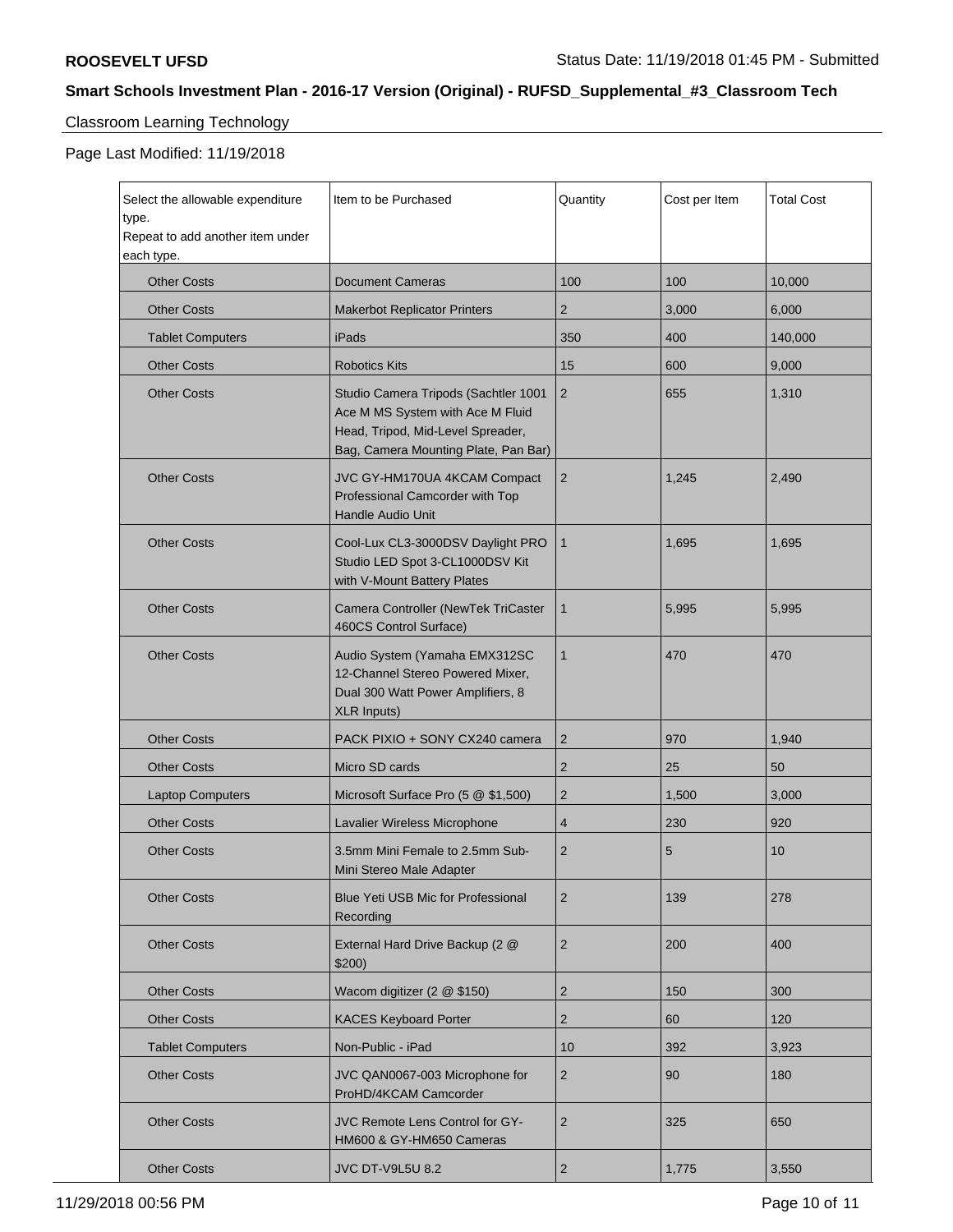## Smart Schools Investment Plan - 2016-17 Version (Original) - RUFSD_Supplemental_#3_Classroom Tech

Classroom Learning Technology

Page Last Modified: 11/19/2018

| Select the allowable expenditure type.<br>Repeat to add another item under each type. | Item to be Purchased | Quantity | Cost per Item | Total Cost |
|---|---|---|---|---|
| Other Costs | Document Cameras | 100 | 100 | 10,000 |
| Other Costs | Makerbot Replicator Printers | 2 | 3,000 | 6,000 |
| Tablet Computers | iPads | 350 | 400 | 140,000 |
| Other Costs | Robotics Kits | 15 | 600 | 9,000 |
| Other Costs | Studio Camera Tripods (Sachtler 1001 Ace M MS System with Ace M Fluid Head, Tripod, Mid-Level Spreader, Bag, Camera Mounting Plate, Pan Bar) | 2 | 655 | 1,310 |
| Other Costs | JVC GY-HM170UA 4KCAM Compact Professional Camcorder with Top Handle Audio Unit | 2 | 1,245 | 2,490 |
| Other Costs | Cool-Lux CL3-3000DSV Daylight PRO Studio LED Spot 3-CL1000DSV Kit with V-Mount Battery Plates | 1 | 1,695 | 1,695 |
| Other Costs | Camera Controller (NewTek TriCaster 460CS Control Surface) | 1 | 5,995 | 5,995 |
| Other Costs | Audio System (Yamaha EMX312SC 12-Channel Stereo Powered Mixer, Dual 300 Watt Power Amplifiers, 8 XLR Inputs) | 1 | 470 | 470 |
| Other Costs | PACK PIXIO + SONY CX240 camera | 2 | 970 | 1,940 |
| Other Costs | Micro SD cards | 2 | 25 | 50 |
| Laptop Computers | Microsoft Surface Pro (5 @ $1,500) | 2 | 1,500 | 3,000 |
| Other Costs | Lavalier Wireless Microphone | 4 | 230 | 920 |
| Other Costs | 3.5mm Mini Female to 2.5mm Sub-Mini Stereo Male Adapter | 2 | 5 | 10 |
| Other Costs | Blue Yeti USB Mic for Professional Recording | 2 | 139 | 278 |
| Other Costs | External Hard Drive Backup (2 @ $200) | 2 | 200 | 400 |
| Other Costs | Wacom digitizer (2 @ $150) | 2 | 150 | 300 |
| Other Costs | KACES Keyboard Porter | 2 | 60 | 120 |
| Tablet Computers | Non-Public - iPad | 10 | 392 | 3,923 |
| Other Costs | JVC QAN0067-003 Microphone for ProHD/4KCAM Camcorder | 2 | 90 | 180 |
| Other Costs | JVC Remote Lens Control for GY-HM600 & GY-HM650 Cameras | 2 | 325 | 650 |
| Other Costs | JVC DT-V9L5U 8.2 | 2 | 1,775 | 3,550 |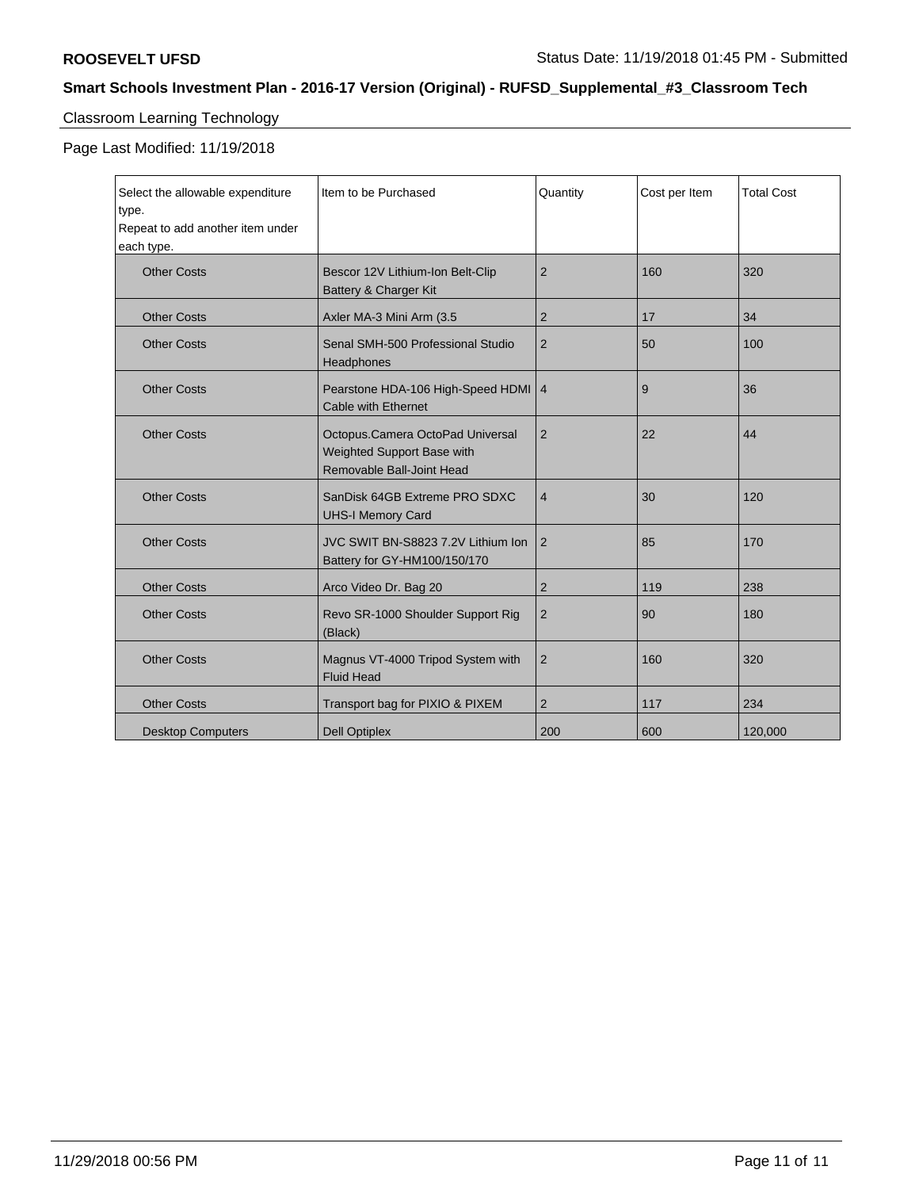**ROOSEVELT UFSD** Status Date: 11/19/2018 01:45 PM - Submitted

**Smart Schools Investment Plan - 2016-17 Version (Original) - RUFSD_Supplemental_#3_Classroom Tech**

Classroom Learning Technology

Page Last Modified: 11/19/2018

| Select the allowable expenditure type. Repeat to add another item under each type. | Item to be Purchased | Quantity | Cost per Item | Total Cost |
|---|---|---|---|---|
| Other Costs | Bescor 12V Lithium-Ion Belt-Clip Battery & Charger Kit | 2 | 160 | 320 |
| Other Costs | Axler MA-3 Mini Arm (3.5 | 2 | 17 | 34 |
| Other Costs | Senal SMH-500 Professional Studio Headphones | 2 | 50 | 100 |
| Other Costs | Pearstone HDA-106 High-Speed HDMI Cable with Ethernet | 4 | 9 | 36 |
| Other Costs | Octopus.Camera OctoPad Universal Weighted Support Base with Removable Ball-Joint Head | 2 | 22 | 44 |
| Other Costs | SanDisk 64GB Extreme PRO SDXC UHS-I Memory Card | 4 | 30 | 120 |
| Other Costs | JVC SWIT BN-S8823 7.2V Lithium Ion Battery for GY-HM100/150/170 | 2 | 85 | 170 |
| Other Costs | Arco Video Dr. Bag 20 | 2 | 119 | 238 |
| Other Costs | Revo SR-1000 Shoulder Support Rig (Black) | 2 | 90 | 180 |
| Other Costs | Magnus VT-4000 Tripod System with Fluid Head | 2 | 160 | 320 |
| Other Costs | Transport bag for PIXIO & PIXEM | 2 | 117 | 234 |
| Desktop Computers | Dell Optiplex | 200 | 600 | 120,000 |